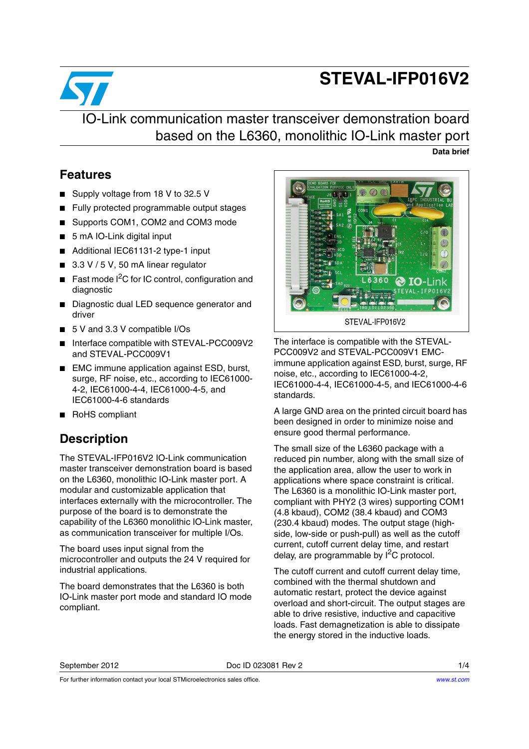# STEVAL-IFP016V2

## IO-Link communication master transceiver demonstration board based on the L6360, monolithic IO-Link master port

**Data brief**

## Features

- Supply voltage from 18 V to 32.5 V
- Fully protected programmable output stages
- Supports COM1, COM2 and COM3 mode
- 5 mA IO-Link digital input
- Additional IEC61131-2 type-1 input
- 3.3 V / 5 V, 50 mA linear regulator
- Fast mode $I^2C$ for IC control, configuration and diagnostic
- Diagnostic dual LED sequence generator and driver
- 5 V and 3.3 V compatible I/Os
- Interface compatible with STEVAL-PCC009V2 and STEVAL-PCC009V1
- EMC immune application against ESD, burst, surge, RF noise, etc., according to IEC61000-4-2, IEC61000-4-4, IEC61000-4-5, and IEC61000-4-6 standards
- RoHS compliant

STEVAL-IFP016V2

## Description

The STEVAL-IFP016V2 IO-Link communication master transceiver demonstration board is based on the L6360, monolithic IO-Link master port. A modular and customizable application that interfaces externally with the microcontroller. The purpose of the board is to demonstrate the capability of the L6360 monolithic IO-Link master, as communication transceiver for multiple I/Os.

The board uses input signal from the microcontroller and outputs the 24 V required for industrial applications.

The board demonstrates that the L6360 is both IO-Link master port mode and standard IO mode compliant.

The interface is compatible with the STEVAL-PCC009V2 and STEVAL-PCC009V1 EMC-immune application against ESD, burst, surge, RF noise, etc., according to IEC61000-4-2, IEC61000-4-4, IEC61000-4-5, and IEC61000-4-6 standards.

A large GND area on the printed circuit board has been designed in order to minimize noise and ensure good thermal performance.

The small size of the L6360 package with a reduced pin number, along with the small size of the application area, allow the user to work in applications where space constraint is critical. The L6360 is a monolithic IO-Link master port, compliant with PHY2 (3 wires) supporting COM1 (4.8 kbaud), COM2 (38.4 kbaud) and COM3 (230.4 kbaud) modes. The output stage (high-side, low-side or push-pull) as well as the cutoff current, cutoff current delay time, and restart delay, are programmable by $I^2C$ protocol.

The cutoff current and cutoff current delay time, combined with the thermal shutdown and automatic restart, protect the device against overload and short-circuit. The output stages are able to drive resistive, inductive and capacitive loads. Fast demagnetization is able to dissipate the energy stored in the inductive loads.

September 2012 Doc ID 023081 Rev 2

For further information contact your local STMicroelectronics sales office. www.st.com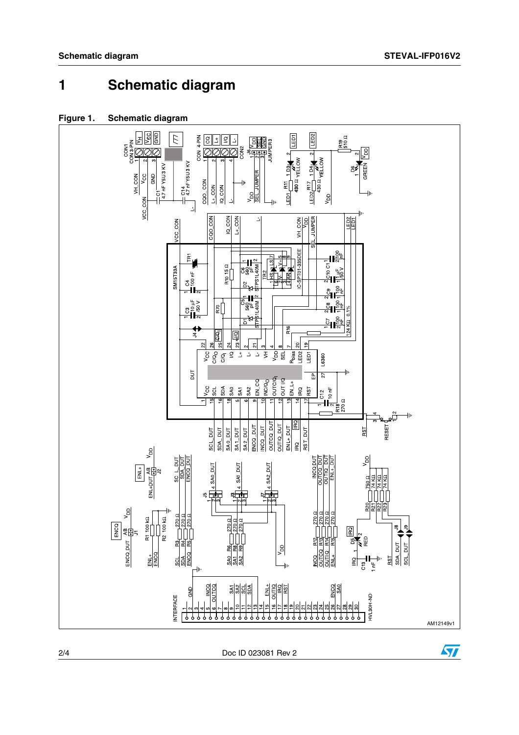# 1 Schematic diagram

**Figure 1. Schematic diagram**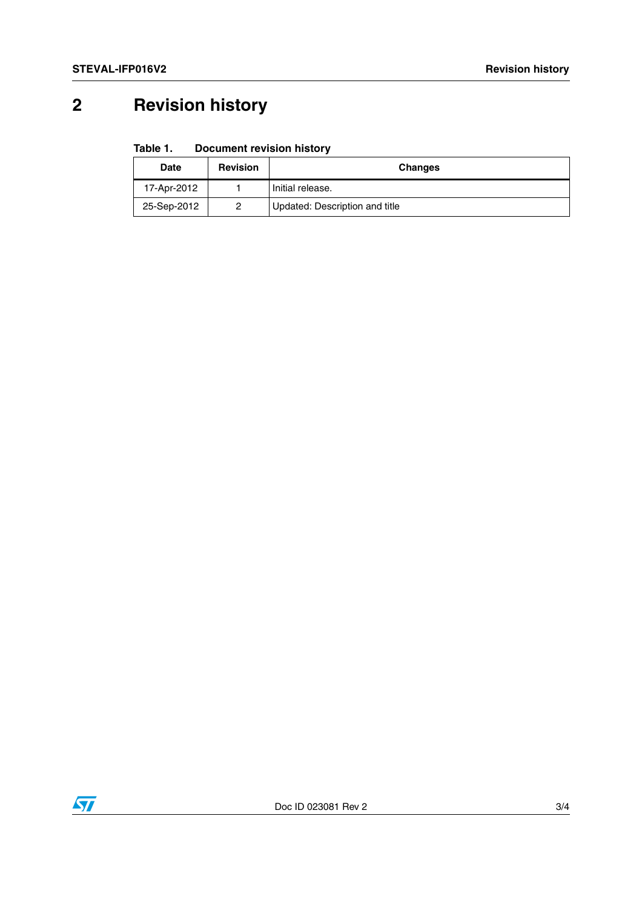## 2 Revision history

**Table 1. Document revision history**

| Date | Revision | Changes |
|---|---|---|
| 17-Apr-2012 | 1 | Initial release. |
| 25-Sep-2012 | 2 | Updated: Description and title |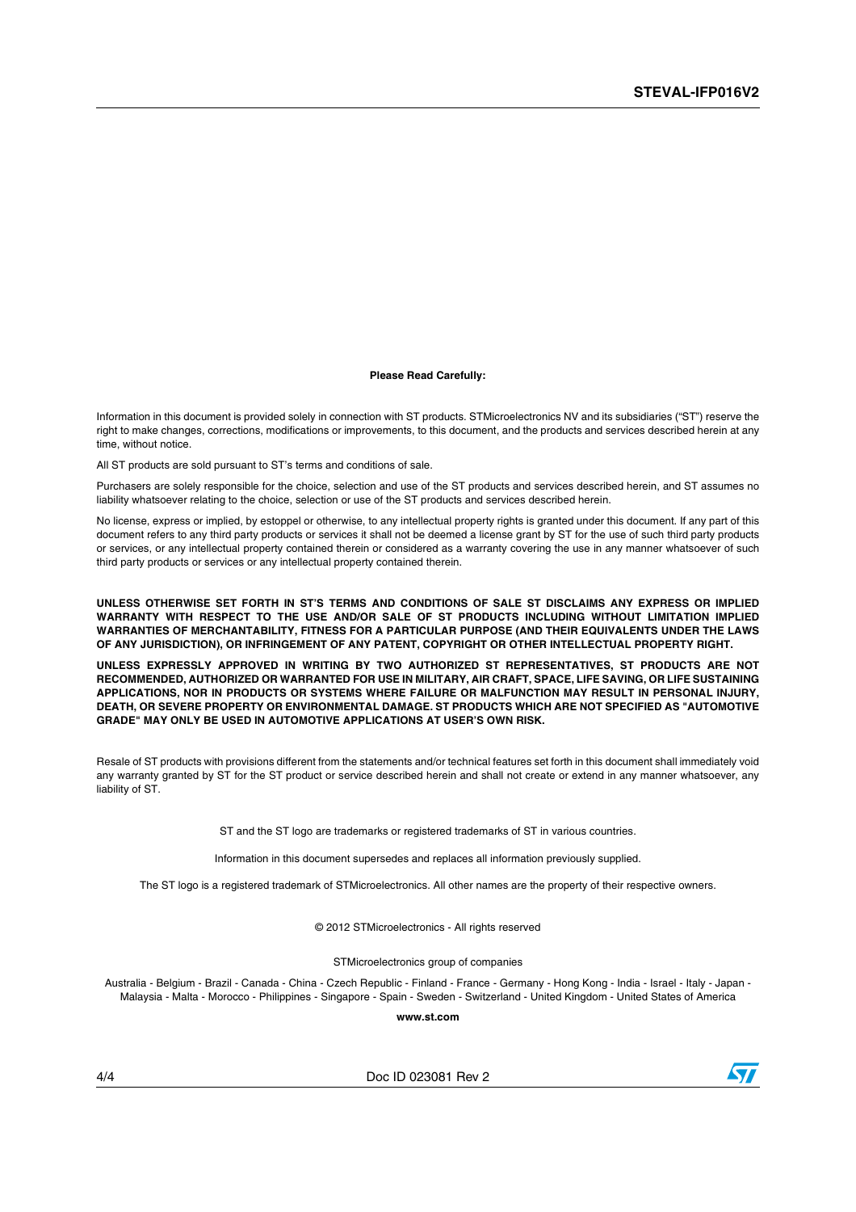**Please Read Carefully:**

Information in this document is provided solely in connection with ST products. STMicroelectronics NV and its subsidiaries ("ST") reserve the right to make changes, corrections, modifications or improvements, to this document, and the products and services described herein at any time, without notice.

All ST products are sold pursuant to ST's terms and conditions of sale.

Purchasers are solely responsible for the choice, selection and use of the ST products and services described herein, and ST assumes no liability whatsoever relating to the choice, selection or use of the ST products and services described herein.

No license, express or implied, by estoppel or otherwise, to any intellectual property rights is granted under this document. If any part of this document refers to any third party products or services it shall not be deemed a license grant by ST for the use of such third party products or services, or any intellectual property contained therein or considered as a warranty covering the use in any manner whatsoever of such third party products or services or any intellectual property contained therein.

**UNLESS OTHERWISE SET FORTH IN ST'S TERMS AND CONDITIONS OF SALE ST DISCLAIMS ANY EXPRESS OR IMPLIED WARRANTY WITH RESPECT TO THE USE AND/OR SALE OF ST PRODUCTS INCLUDING WITHOUT LIMITATION IMPLIED WARRANTIES OF MERCHANTABILITY, FITNESS FOR A PARTICULAR PURPOSE (AND THEIR EQUIVALENTS UNDER THE LAWS OF ANY JURISDICTION), OR INFRINGEMENT OF ANY PATENT, COPYRIGHT OR OTHER INTELLECTUAL PROPERTY RIGHT.**

**UNLESS EXPRESSLY APPROVED IN WRITING BY TWO AUTHORIZED ST REPRESENTATIVES, ST PRODUCTS ARE NOT RECOMMENDED, AUTHORIZED OR WARRANTED FOR USE IN MILITARY, AIR CRAFT, SPACE, LIFE SAVING, OR LIFE SUSTAINING APPLICATIONS, NOR IN PRODUCTS OR SYSTEMS WHERE FAILURE OR MALFUNCTION MAY RESULT IN PERSONAL INJURY, DEATH, OR SEVERE PROPERTY OR ENVIRONMENTAL DAMAGE. ST PRODUCTS WHICH ARE NOT SPECIFIED AS "AUTOMOTIVE GRADE" MAY ONLY BE USED IN AUTOMOTIVE APPLICATIONS AT USER'S OWN RISK.**

Resale of ST products with provisions different from the statements and/or technical features set forth in this document shall immediately void any warranty granted by ST for the ST product or service described herein and shall not create or extend in any manner whatsoever, any liability of ST.

ST and the ST logo are trademarks or registered trademarks of ST in various countries.

Information in this document supersedes and replaces all information previously supplied.

The ST logo is a registered trademark of STMicroelectronics. All other names are the property of their respective owners.

© 2012 STMicroelectronics - All rights reserved

STMicroelectronics group of companies

Australia - Belgium - Brazil - Canada - China - Czech Republic - Finland - France - Germany - Hong Kong - India - Israel - Italy - Japan - Malaysia - Malta - Morocco - Philippines - Singapore - Spain - Sweden - Switzerland - United Kingdom - United States of America

**www.st.com**